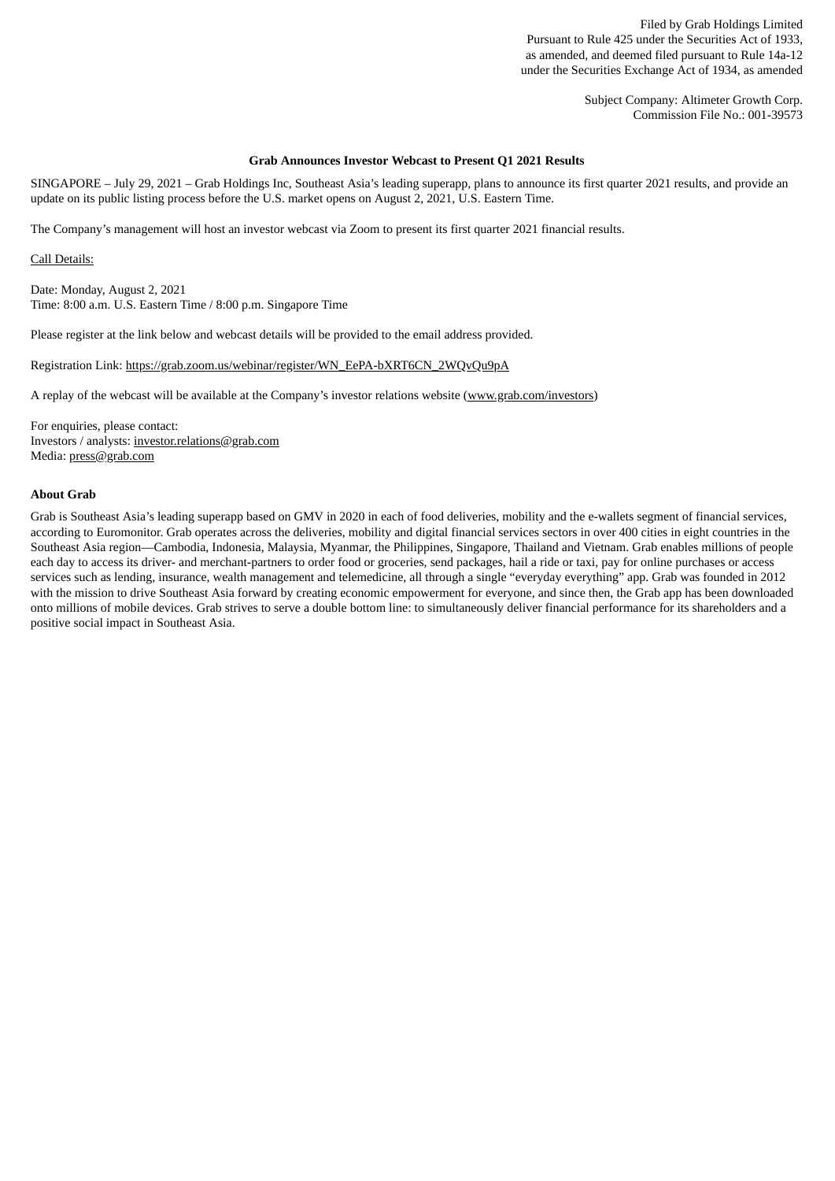Filed by Grab Holdings Limited
Pursuant to Rule 425 under the Securities Act of 1933,
as amended, and deemed filed pursuant to Rule 14a-12
under the Securities Exchange Act of 1934, as amended

Subject Company: Altimeter Growth Corp.
Commission File No.: 001-39573

**Grab Announces Investor Webcast to Present Q1 2021 Results**

SINGAPORE – July 29, 2021 – Grab Holdings Inc, Southeast Asia's leading superapp, plans to announce its first quarter 2021 results, and provide an update on its public listing process before the U.S. market opens on August 2, 2021, U.S. Eastern Time.

The Company's management will host an investor webcast via Zoom to present its first quarter 2021 financial results.

Call Details:

Date: Monday, August 2, 2021
Time: 8:00 a.m. U.S. Eastern Time / 8:00 p.m. Singapore Time

Please register at the link below and webcast details will be provided to the email address provided.

Registration Link: https://grab.zoom.us/webinar/register/WN_EePA-bXRT6CN_2WQvQu9pA

A replay of the webcast will be available at the Company's investor relations website (www.grab.com/investors)

For enquiries, please contact:
Investors / analysts: investor.relations@grab.com
Media: press@grab.com

**About Grab**

Grab is Southeast Asia's leading superapp based on GMV in 2020 in each of food deliveries, mobility and the e-wallets segment of financial services, according to Euromonitor. Grab operates across the deliveries, mobility and digital financial services sectors in over 400 cities in eight countries in the Southeast Asia region—Cambodia, Indonesia, Malaysia, Myanmar, the Philippines, Singapore, Thailand and Vietnam. Grab enables millions of people each day to access its driver- and merchant-partners to order food or groceries, send packages, hail a ride or taxi, pay for online purchases or access services such as lending, insurance, wealth management and telemedicine, all through a single "everyday everything" app. Grab was founded in 2012 with the mission to drive Southeast Asia forward by creating economic empowerment for everyone, and since then, the Grab app has been downloaded onto millions of mobile devices. Grab strives to serve a double bottom line: to simultaneously deliver financial performance for its shareholders and a positive social impact in Southeast Asia.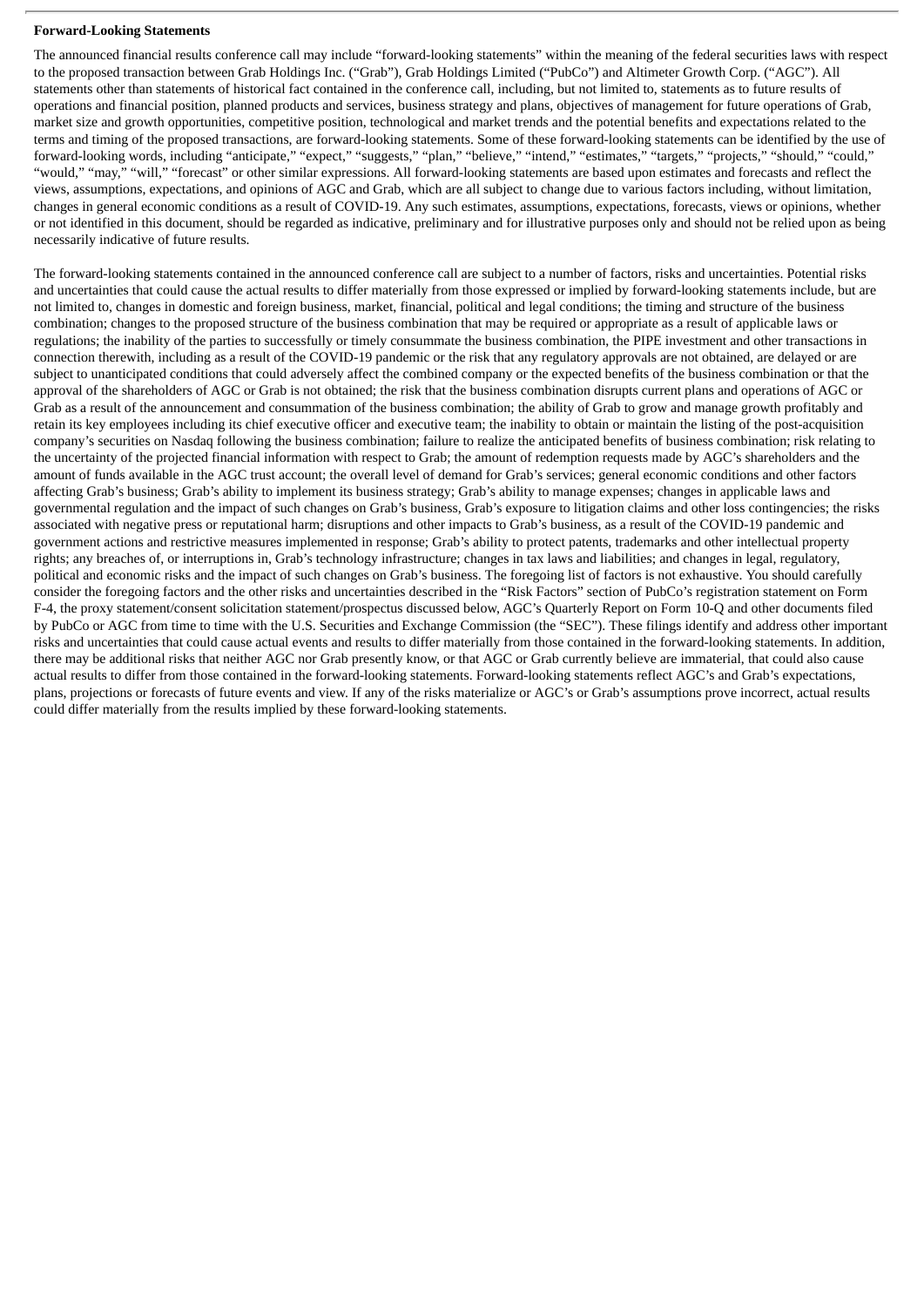**Forward-Looking Statements**

The announced financial results conference call may include "forward-looking statements" within the meaning of the federal securities laws with respect to the proposed transaction between Grab Holdings Inc. ("Grab"), Grab Holdings Limited ("PubCo") and Altimeter Growth Corp. ("AGC"). All statements other than statements of historical fact contained in the conference call, including, but not limited to, statements as to future results of operations and financial position, planned products and services, business strategy and plans, objectives of management for future operations of Grab, market size and growth opportunities, competitive position, technological and market trends and the potential benefits and expectations related to the terms and timing of the proposed transactions, are forward-looking statements. Some of these forward-looking statements can be identified by the use of forward-looking words, including "anticipate," "expect," "suggests," "plan," "believe," "intend," "estimates," "targets," "projects," "should," "could," "would," "may," "will," "forecast" or other similar expressions. All forward-looking statements are based upon estimates and forecasts and reflect the views, assumptions, expectations, and opinions of AGC and Grab, which are all subject to change due to various factors including, without limitation, changes in general economic conditions as a result of COVID-19. Any such estimates, assumptions, expectations, forecasts, views or opinions, whether or not identified in this document, should be regarded as indicative, preliminary and for illustrative purposes only and should not be relied upon as being necessarily indicative of future results.

The forward-looking statements contained in the announced conference call are subject to a number of factors, risks and uncertainties. Potential risks and uncertainties that could cause the actual results to differ materially from those expressed or implied by forward-looking statements include, but are not limited to, changes in domestic and foreign business, market, financial, political and legal conditions; the timing and structure of the business combination; changes to the proposed structure of the business combination that may be required or appropriate as a result of applicable laws or regulations; the inability of the parties to successfully or timely consummate the business combination, the PIPE investment and other transactions in connection therewith, including as a result of the COVID-19 pandemic or the risk that any regulatory approvals are not obtained, are delayed or are subject to unanticipated conditions that could adversely affect the combined company or the expected benefits of the business combination or that the approval of the shareholders of AGC or Grab is not obtained; the risk that the business combination disrupts current plans and operations of AGC or Grab as a result of the announcement and consummation of the business combination; the ability of Grab to grow and manage growth profitably and retain its key employees including its chief executive officer and executive team; the inability to obtain or maintain the listing of the post-acquisition company's securities on Nasdaq following the business combination; failure to realize the anticipated benefits of business combination; risk relating to the uncertainty of the projected financial information with respect to Grab; the amount of redemption requests made by AGC's shareholders and the amount of funds available in the AGC trust account; the overall level of demand for Grab's services; general economic conditions and other factors affecting Grab's business; Grab's ability to implement its business strategy; Grab's ability to manage expenses; changes in applicable laws and governmental regulation and the impact of such changes on Grab's business, Grab's exposure to litigation claims and other loss contingencies; the risks associated with negative press or reputational harm; disruptions and other impacts to Grab's business, as a result of the COVID-19 pandemic and government actions and restrictive measures implemented in response; Grab's ability to protect patents, trademarks and other intellectual property rights; any breaches of, or interruptions in, Grab's technology infrastructure; changes in tax laws and liabilities; and changes in legal, regulatory, political and economic risks and the impact of such changes on Grab's business. The foregoing list of factors is not exhaustive. You should carefully consider the foregoing factors and the other risks and uncertainties described in the "Risk Factors" section of PubCo's registration statement on Form F-4, the proxy statement/consent solicitation statement/prospectus discussed below, AGC's Quarterly Report on Form 10-Q and other documents filed by PubCo or AGC from time to time with the U.S. Securities and Exchange Commission (the "SEC"). These filings identify and address other important risks and uncertainties that could cause actual events and results to differ materially from those contained in the forward-looking statements. In addition, there may be additional risks that neither AGC nor Grab presently know, or that AGC or Grab currently believe are immaterial, that could also cause actual results to differ from those contained in the forward-looking statements. Forward-looking statements reflect AGC's and Grab's expectations, plans, projections or forecasts of future events and view. If any of the risks materialize or AGC's or Grab's assumptions prove incorrect, actual results could differ materially from the results implied by these forward-looking statements.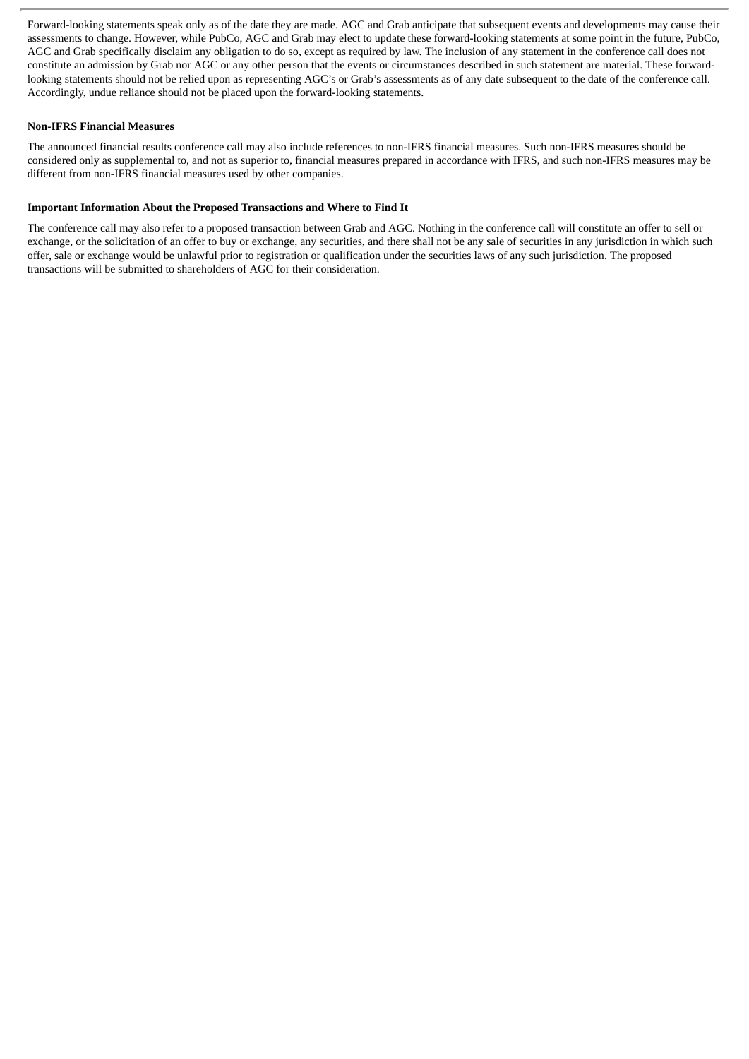Forward-looking statements speak only as of the date they are made. AGC and Grab anticipate that subsequent events and developments may cause their assessments to change. However, while PubCo, AGC and Grab may elect to update these forward-looking statements at some point in the future, PubCo, AGC and Grab specifically disclaim any obligation to do so, except as required by law. The inclusion of any statement in the conference call does not constitute an admission by Grab nor AGC or any other person that the events or circumstances described in such statement are material. These forward-looking statements should not be relied upon as representing AGC's or Grab's assessments as of any date subsequent to the date of the conference call. Accordingly, undue reliance should not be placed upon the forward-looking statements.

**Non-IFRS Financial Measures**

The announced financial results conference call may also include references to non-IFRS financial measures. Such non-IFRS measures should be considered only as supplemental to, and not as superior to, financial measures prepared in accordance with IFRS, and such non-IFRS measures may be different from non-IFRS financial measures used by other companies.

**Important Information About the Proposed Transactions and Where to Find It**

The conference call may also refer to a proposed transaction between Grab and AGC. Nothing in the conference call will constitute an offer to sell or exchange, or the solicitation of an offer to buy or exchange, any securities, and there shall not be any sale of securities in any jurisdiction in which such offer, sale or exchange would be unlawful prior to registration or qualification under the securities laws of any such jurisdiction. The proposed transactions will be submitted to shareholders of AGC for their consideration.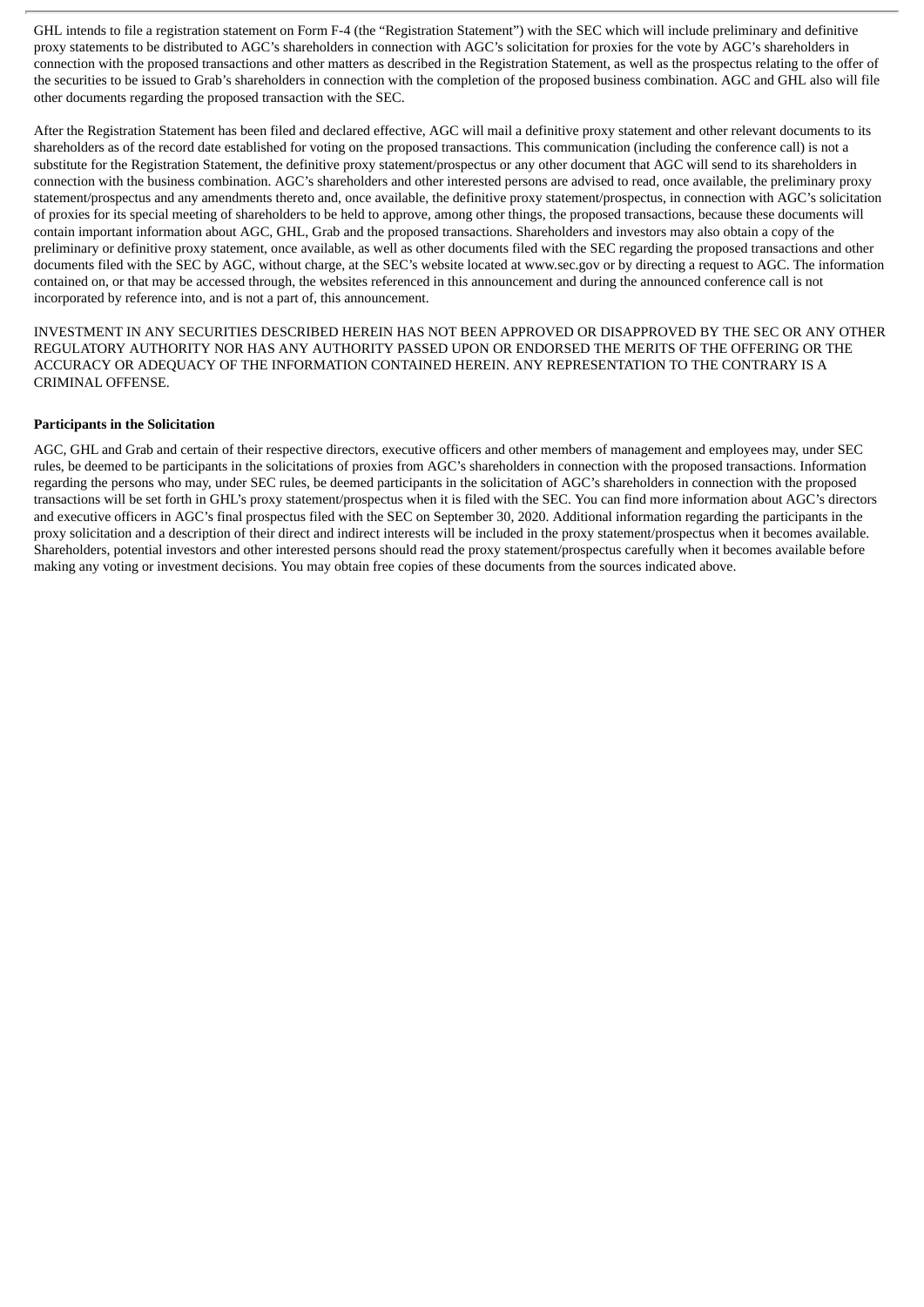GHL intends to file a registration statement on Form F-4 (the "Registration Statement") with the SEC which will include preliminary and definitive proxy statements to be distributed to AGC's shareholders in connection with AGC's solicitation for proxies for the vote by AGC's shareholders in connection with the proposed transactions and other matters as described in the Registration Statement, as well as the prospectus relating to the offer of the securities to be issued to Grab's shareholders in connection with the completion of the proposed business combination. AGC and GHL also will file other documents regarding the proposed transaction with the SEC.

After the Registration Statement has been filed and declared effective, AGC will mail a definitive proxy statement and other relevant documents to its shareholders as of the record date established for voting on the proposed transactions. This communication (including the conference call) is not a substitute for the Registration Statement, the definitive proxy statement/prospectus or any other document that AGC will send to its shareholders in connection with the business combination. AGC's shareholders and other interested persons are advised to read, once available, the preliminary proxy statement/prospectus and any amendments thereto and, once available, the definitive proxy statement/prospectus, in connection with AGC's solicitation of proxies for its special meeting of shareholders to be held to approve, among other things, the proposed transactions, because these documents will contain important information about AGC, GHL, Grab and the proposed transactions. Shareholders and investors may also obtain a copy of the preliminary or definitive proxy statement, once available, as well as other documents filed with the SEC regarding the proposed transactions and other documents filed with the SEC by AGC, without charge, at the SEC's website located at www.sec.gov or by directing a request to AGC. The information contained on, or that may be accessed through, the websites referenced in this announcement and during the announced conference call is not incorporated by reference into, and is not a part of, this announcement.

INVESTMENT IN ANY SECURITIES DESCRIBED HEREIN HAS NOT BEEN APPROVED OR DISAPPROVED BY THE SEC OR ANY OTHER REGULATORY AUTHORITY NOR HAS ANY AUTHORITY PASSED UPON OR ENDORSED THE MERITS OF THE OFFERING OR THE ACCURACY OR ADEQUACY OF THE INFORMATION CONTAINED HEREIN. ANY REPRESENTATION TO THE CONTRARY IS A CRIMINAL OFFENSE.

**Participants in the Solicitation**

AGC, GHL and Grab and certain of their respective directors, executive officers and other members of management and employees may, under SEC rules, be deemed to be participants in the solicitations of proxies from AGC's shareholders in connection with the proposed transactions. Information regarding the persons who may, under SEC rules, be deemed participants in the solicitation of AGC's shareholders in connection with the proposed transactions will be set forth in GHL's proxy statement/prospectus when it is filed with the SEC. You can find more information about AGC's directors and executive officers in AGC's final prospectus filed with the SEC on September 30, 2020. Additional information regarding the participants in the proxy solicitation and a description of their direct and indirect interests will be included in the proxy statement/prospectus when it becomes available. Shareholders, potential investors and other interested persons should read the proxy statement/prospectus carefully when it becomes available before making any voting or investment decisions. You may obtain free copies of these documents from the sources indicated above.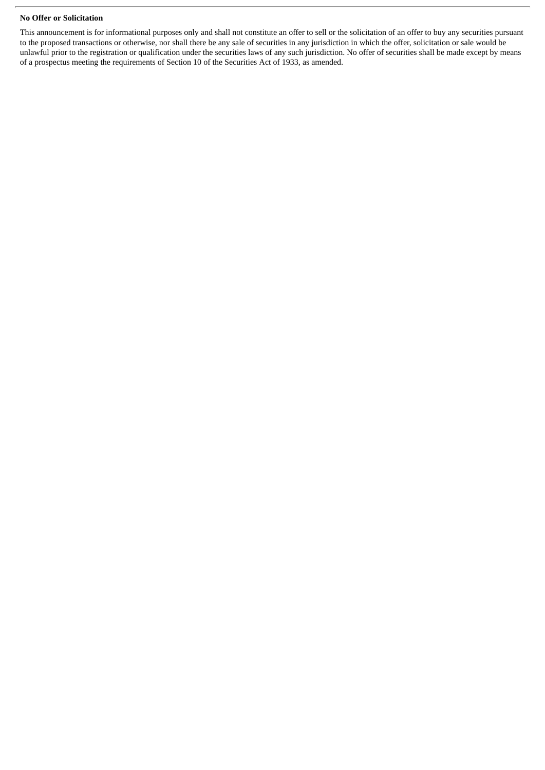**No Offer or Solicitation**

This announcement is for informational purposes only and shall not constitute an offer to sell or the solicitation of an offer to buy any securities pursuant to the proposed transactions or otherwise, nor shall there be any sale of securities in any jurisdiction in which the offer, solicitation or sale would be unlawful prior to the registration or qualification under the securities laws of any such jurisdiction. No offer of securities shall be made except by means of a prospectus meeting the requirements of Section 10 of the Securities Act of 1933, as amended.